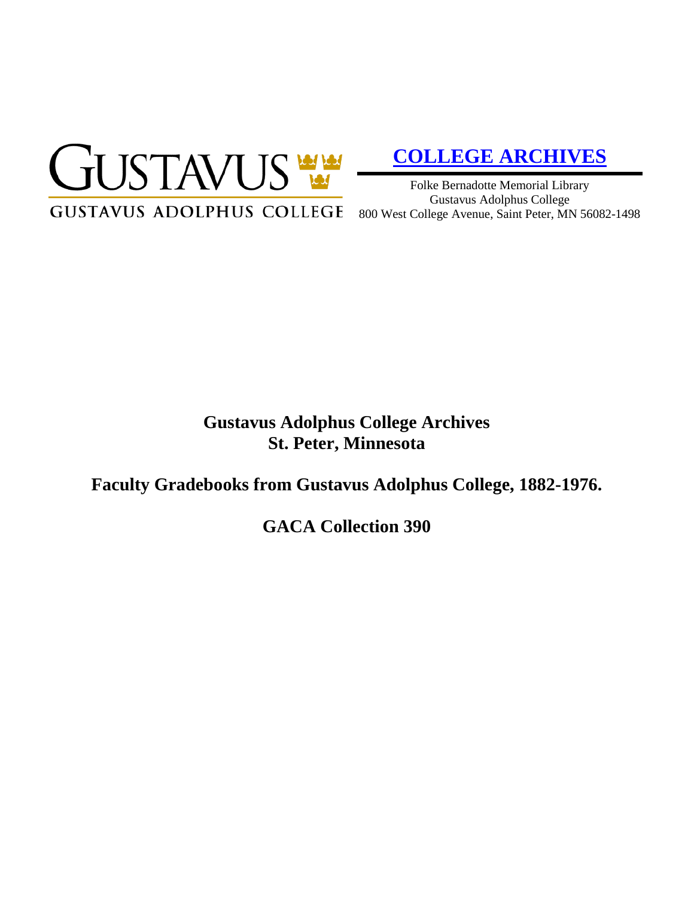GUSTAVUS

GUSTAVUS ADOLPHUS COLLEGE

**COLLEGE ARCHIVES**

Folke Bernadotte Memorial Library
Gustavus Adolphus College
800 West College Avenue, Saint Peter, MN 56082-1498

# Gustavus Adolphus College Archives
# St. Peter, Minnesota

## Faculty Gradebooks from Gustavus Adolphus College, 1882-1976.

## GACA Collection 390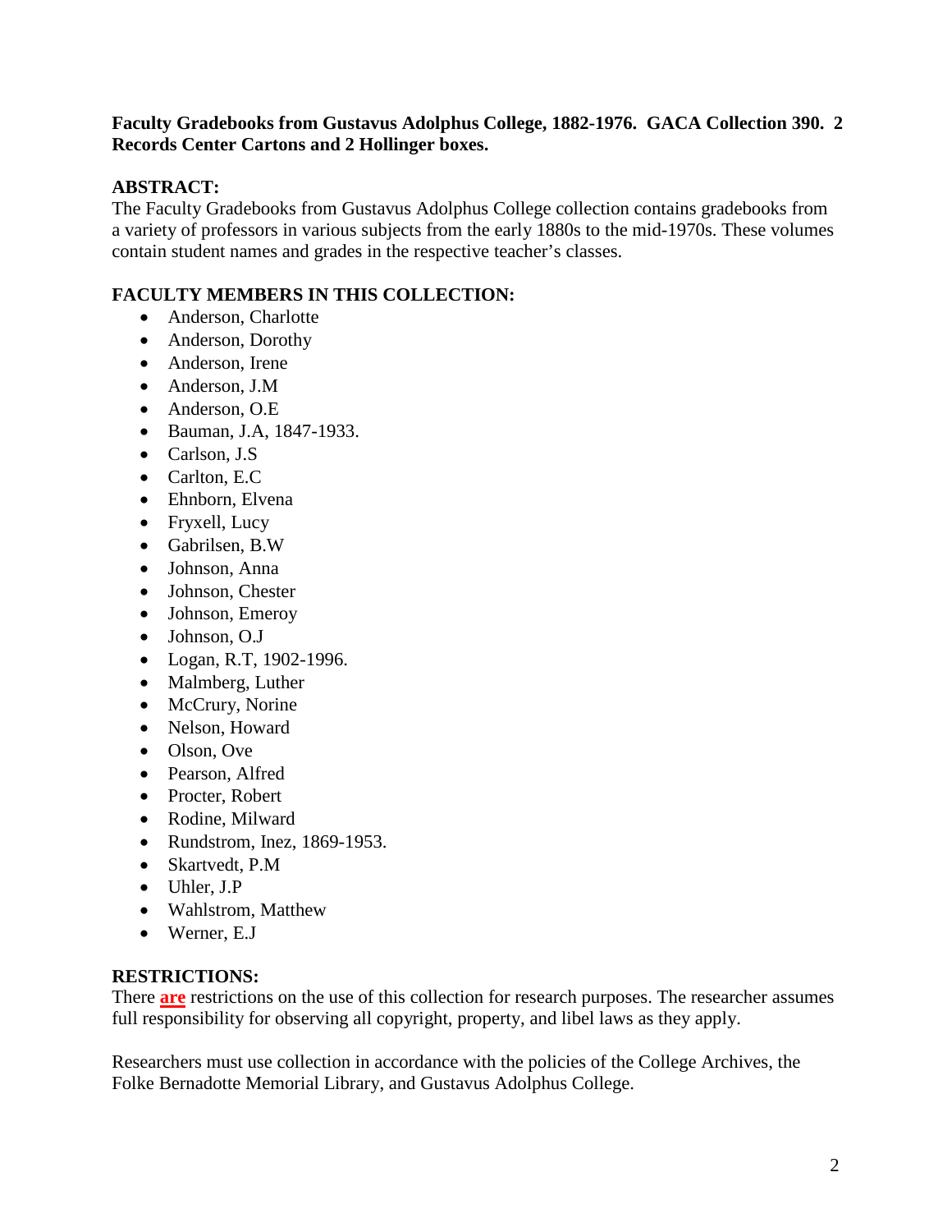**Faculty Gradebooks from Gustavus Adolphus College, 1882-1976. GACA Collection 390. 2 Records Center Cartons and 2 Hollinger boxes.**

## ABSTRACT:

The Faculty Gradebooks from Gustavus Adolphus College collection contains gradebooks from a variety of professors in various subjects from the early 1880s to the mid-1970s. These volumes contain student names and grades in the respective teacher's classes.

## FACULTY MEMBERS IN THIS COLLECTION:

- Anderson, Charlotte
- Anderson, Dorothy
- Anderson, Irene
- Anderson, J.M
- Anderson, O.E
- Bauman, J.A, 1847-1933.
- Carlson, J.S
- Carlton, E.C
- Ehnborn, Elvena
- Fryxell, Lucy
- Gabrilsen, B.W
- Johnson, Anna
- Johnson, Chester
- Johnson, Emeroy
- Johnson, O.J
- Logan, R.T, 1902-1996.
- Malmberg, Luther
- McCrury, Norine
- Nelson, Howard
- Olson, Ove
- Pearson, Alfred
- Procter, Robert
- Rodine, Milward
- Rundstrom, Inez, 1869-1953.
- Skartvedt, P.M
- Uhler, J.P
- Wahlstrom, Matthew
- Werner, E.J

## RESTRICTIONS:

There **are** restrictions on the use of this collection for research purposes. The researcher assumes full responsibility for observing all copyright, property, and libel laws as they apply.

Researchers must use collection in accordance with the policies of the College Archives, the Folke Bernadotte Memorial Library, and Gustavus Adolphus College.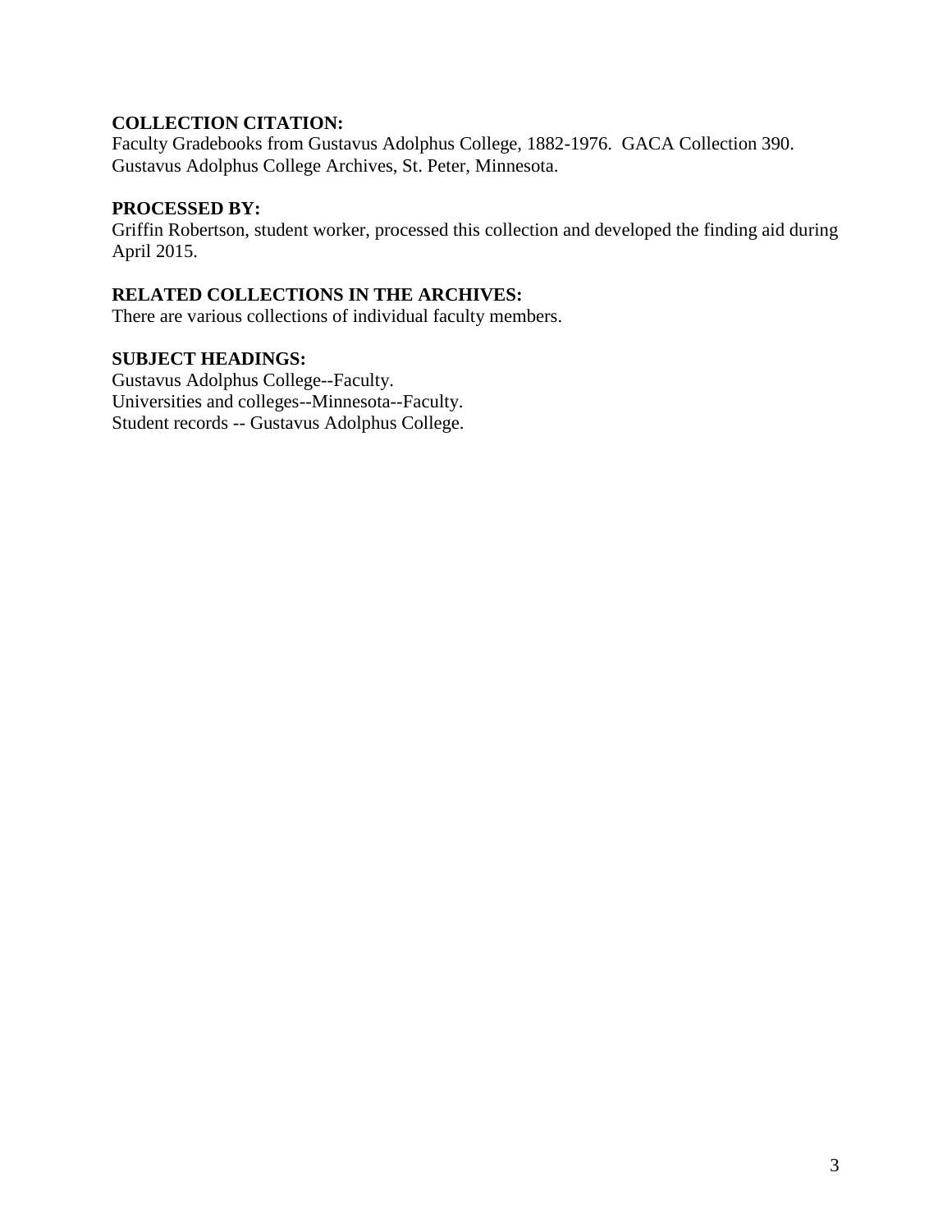**COLLECTION CITATION:**
Faculty Gradebooks from Gustavus Adolphus College, 1882-1976. GACA Collection 390.
Gustavus Adolphus College Archives, St. Peter, Minnesota.

**PROCESSED BY:**
Griffin Robertson, student worker, processed this collection and developed the finding aid during April 2015.

**RELATED COLLECTIONS IN THE ARCHIVES:**
There are various collections of individual faculty members.

**SUBJECT HEADINGS:**
Gustavus Adolphus College--Faculty.
Universities and colleges--Minnesota--Faculty.
Student records -- Gustavus Adolphus College.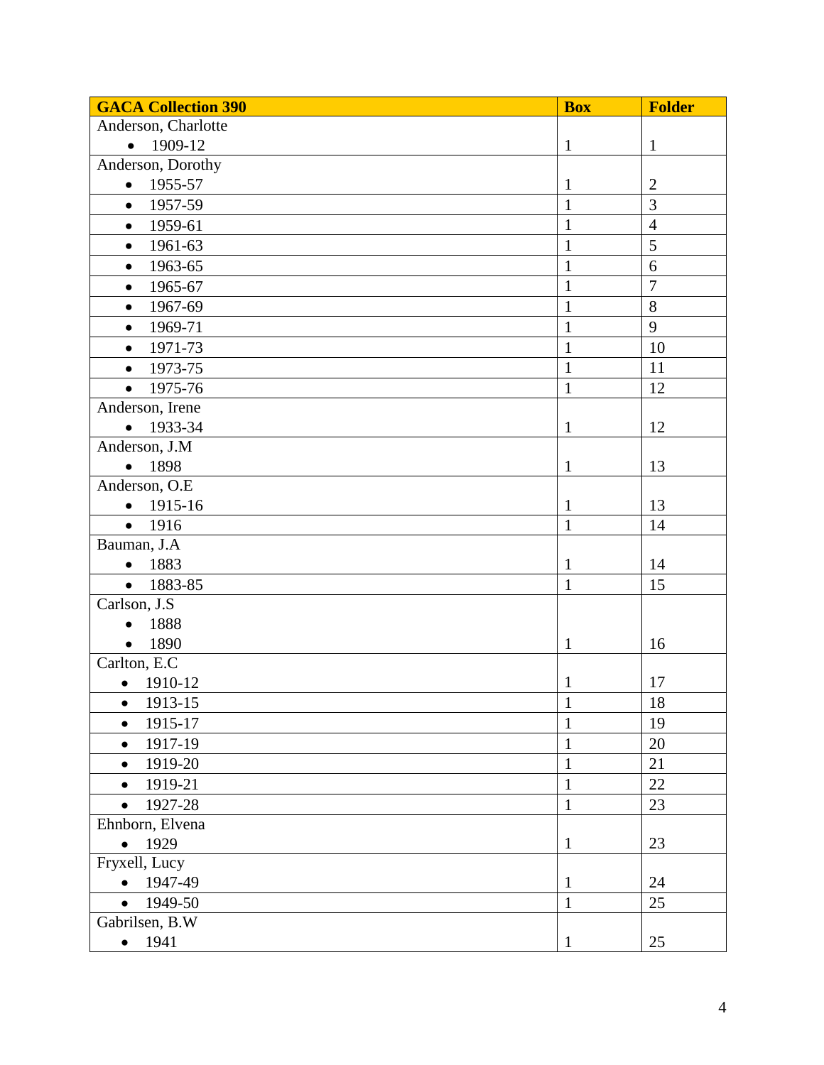| GACA Collection 390 | Box | Folder |
|---|---|---|
| Anderson, Charlotte | | |
| • 1909-12 | 1 | 1 |
| Anderson, Dorothy | | |
| • 1955-57 | 1 | 2 |
| • 1957-59 | 1 | 3 |
| • 1959-61 | 1 | 4 |
| • 1961-63 | 1 | 5 |
| • 1963-65 | 1 | 6 |
| • 1965-67 | 1 | 7 |
| • 1967-69 | 1 | 8 |
| • 1969-71 | 1 | 9 |
| • 1971-73 | 1 | 10 |
| • 1973-75 | 1 | 11 |
| • 1975-76 | 1 | 12 |
| Anderson, Irene | | |
| • 1933-34 | 1 | 12 |
| Anderson, J.M | | |
| • 1898 | 1 | 13 |
| Anderson, O.E | | |
| • 1915-16 | 1 | 13 |
| • 1916 | 1 | 14 |
| Bauman, J.A | | |
| • 1883 | 1 | 14 |
| • 1883-85 | 1 | 15 |
| Carlson, J.S | | |
| • 1888 | | |
| • 1890 | 1 | 16 |
| Carlton, E.C | | |
| • 1910-12 | 1 | 17 |
| • 1913-15 | 1 | 18 |
| • 1915-17 | 1 | 19 |
| • 1917-19 | 1 | 20 |
| • 1919-20 | 1 | 21 |
| • 1919-21 | 1 | 22 |
| • 1927-28 | 1 | 23 |
| Ehnborn, Elvena | | |
| • 1929 | 1 | 23 |
| Fryxell, Lucy | | |
| • 1947-49 | 1 | 24 |
| • 1949-50 | 1 | 25 |
| Gabrilsen, B.W | | |
| • 1941 | 1 | 25 |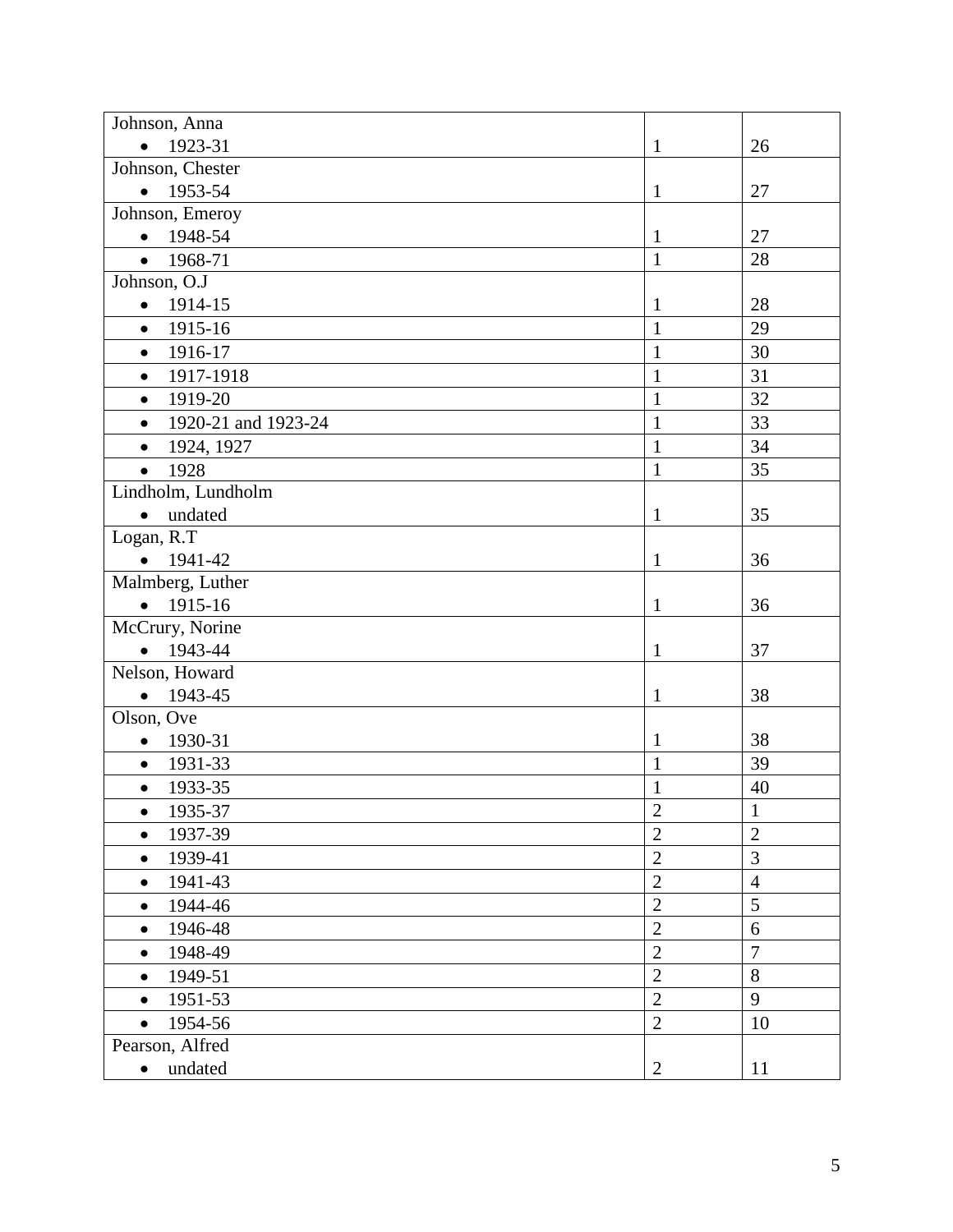| | | |
|---|---|---|
| Johnson, Anna | | |
| • 1923-31 | 1 | 26 |
| Johnson, Chester | | |
| • 1953-54 | 1 | 27 |
| Johnson, Emeroy | | |
| • 1948-54 | 1 | 27 |
| • 1968-71 | 1 | 28 |
| Johnson, O.J | | |
| • 1914-15 | 1 | 28 |
| • 1915-16 | 1 | 29 |
| • 1916-17 | 1 | 30 |
| • 1917-1918 | 1 | 31 |
| • 1919-20 | 1 | 32 |
| • 1920-21 and 1923-24 | 1 | 33 |
| • 1924, 1927 | 1 | 34 |
| • 1928 | 1 | 35 |
| Lindholm, Lundholm | | |
| • undated | 1 | 35 |
| Logan, R.T | | |
| • 1941-42 | 1 | 36 |
| Malmberg, Luther | | |
| • 1915-16 | 1 | 36 |
| McCrury, Norine | | |
| • 1943-44 | 1 | 37 |
| Nelson, Howard | | |
| • 1943-45 | 1 | 38 |
| Olson, Ove | | |
| • 1930-31 | 1 | 38 |
| • 1931-33 | 1 | 39 |
| • 1933-35 | 1 | 40 |
| • 1935-37 | 2 | 1 |
| • 1937-39 | 2 | 2 |
| • 1939-41 | 2 | 3 |
| • 1941-43 | 2 | 4 |
| • 1944-46 | 2 | 5 |
| • 1946-48 | 2 | 6 |
| • 1948-49 | 2 | 7 |
| • 1949-51 | 2 | 8 |
| • 1951-53 | 2 | 9 |
| • 1954-56 | 2 | 10 |
| Pearson, Alfred | | |
| • undated | 2 | 11 |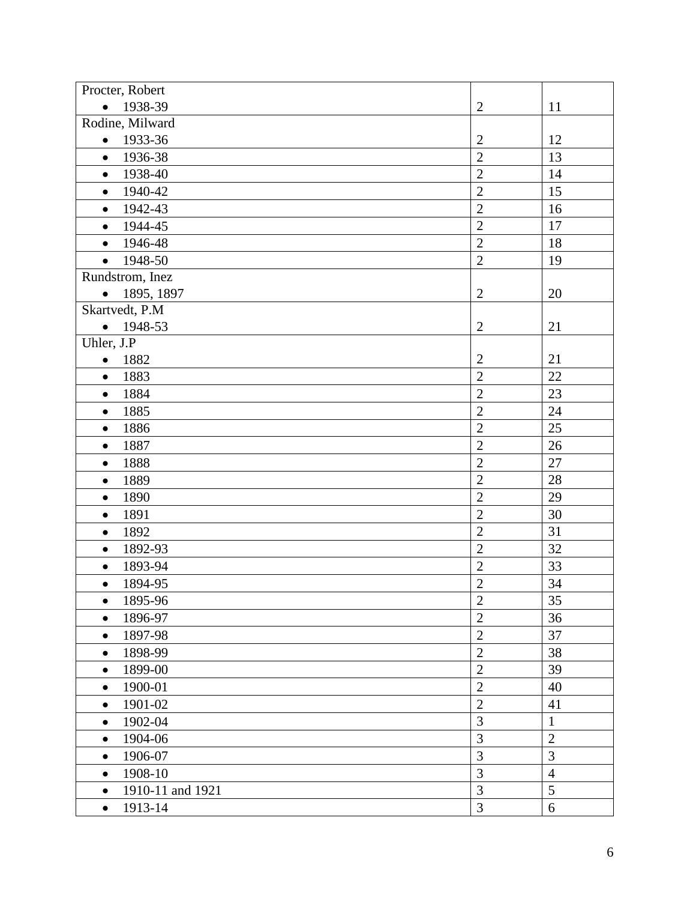| | | |
|---|---|---|
| Procter, Robert<br>• 1938-39 | 2 | 11 |
| Rodine, Milward<br>• 1933-36 | 2 | 12 |
| • 1936-38 | 2 | 13 |
| • 1938-40 | 2 | 14 |
| • 1940-42 | 2 | 15 |
| • 1942-43 | 2 | 16 |
| • 1944-45 | 2 | 17 |
| • 1946-48 | 2 | 18 |
| • 1948-50 | 2 | 19 |
| Rundstrom, Inez<br>• 1895, 1897 | 2 | 20 |
| Skartvedt, P.M<br>• 1948-53 | 2 | 21 |
| Uhler, J.P<br>• 1882 | 2 | 21 |
| • 1883 | 2 | 22 |
| • 1884 | 2 | 23 |
| • 1885 | 2 | 24 |
| • 1886 | 2 | 25 |
| • 1887 | 2 | 26 |
| • 1888 | 2 | 27 |
| • 1889 | 2 | 28 |
| • 1890 | 2 | 29 |
| • 1891 | 2 | 30 |
| • 1892 | 2 | 31 |
| • 1892-93 | 2 | 32 |
| • 1893-94 | 2 | 33 |
| • 1894-95 | 2 | 34 |
| • 1895-96 | 2 | 35 |
| • 1896-97 | 2 | 36 |
| • 1897-98 | 2 | 37 |
| • 1898-99 | 2 | 38 |
| • 1899-00 | 2 | 39 |
| • 1900-01 | 2 | 40 |
| • 1901-02 | 2 | 41 |
| • 1902-04 | 3 | 1 |
| • 1904-06 | 3 | 2 |
| • 1906-07 | 3 | 3 |
| • 1908-10 | 3 | 4 |
| • 1910-11 and 1921 | 3 | 5 |
| • 1913-14 | 3 | 6 |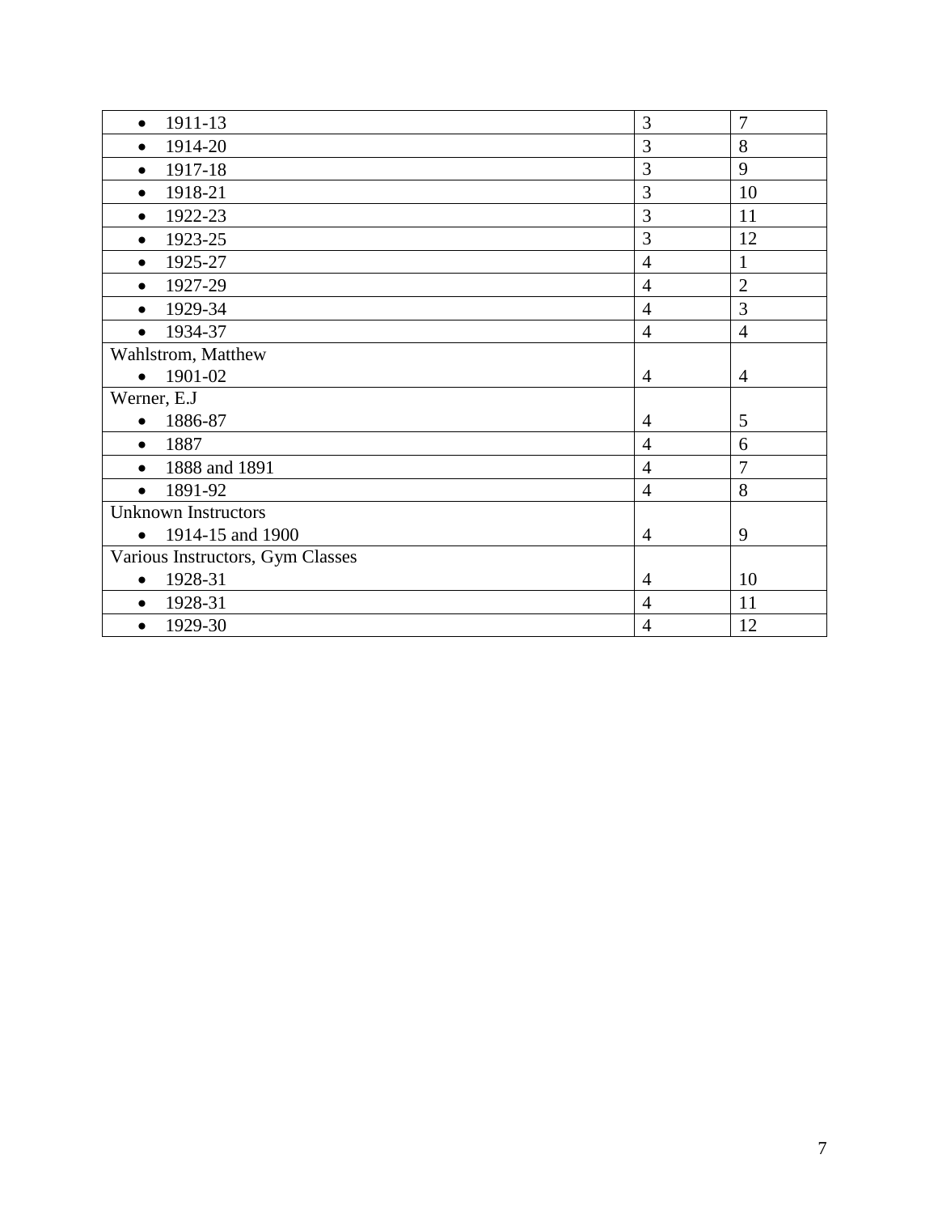| | | |
|---|---|---|
| • 1911-13 | 3 | 7 |
| • 1914-20 | 3 | 8 |
| • 1917-18 | 3 | 9 |
| • 1918-21 | 3 | 10 |
| • 1922-23 | 3 | 11 |
| • 1923-25 | 3 | 12 |
| • 1925-27 | 4 | 1 |
| • 1927-29 | 4 | 2 |
| • 1929-34 | 4 | 3 |
| • 1934-37 | 4 | 4 |
| Wahlstrom, Matthew<br>• 1901-02 | 4 | 4 |
| Werner, E.J<br>• 1886-87 | 4 | 5 |
| • 1887 | 4 | 6 |
| • 1888 and 1891 | 4 | 7 |
| • 1891-92 | 4 | 8 |
| Unknown Instructors<br>• 1914-15 and 1900 | 4 | 9 |
| Various Instructors, Gym Classes<br>• 1928-31 | 4 | 10 |
| • 1928-31 | 4 | 11 |
| • 1929-30 | 4 | 12 |